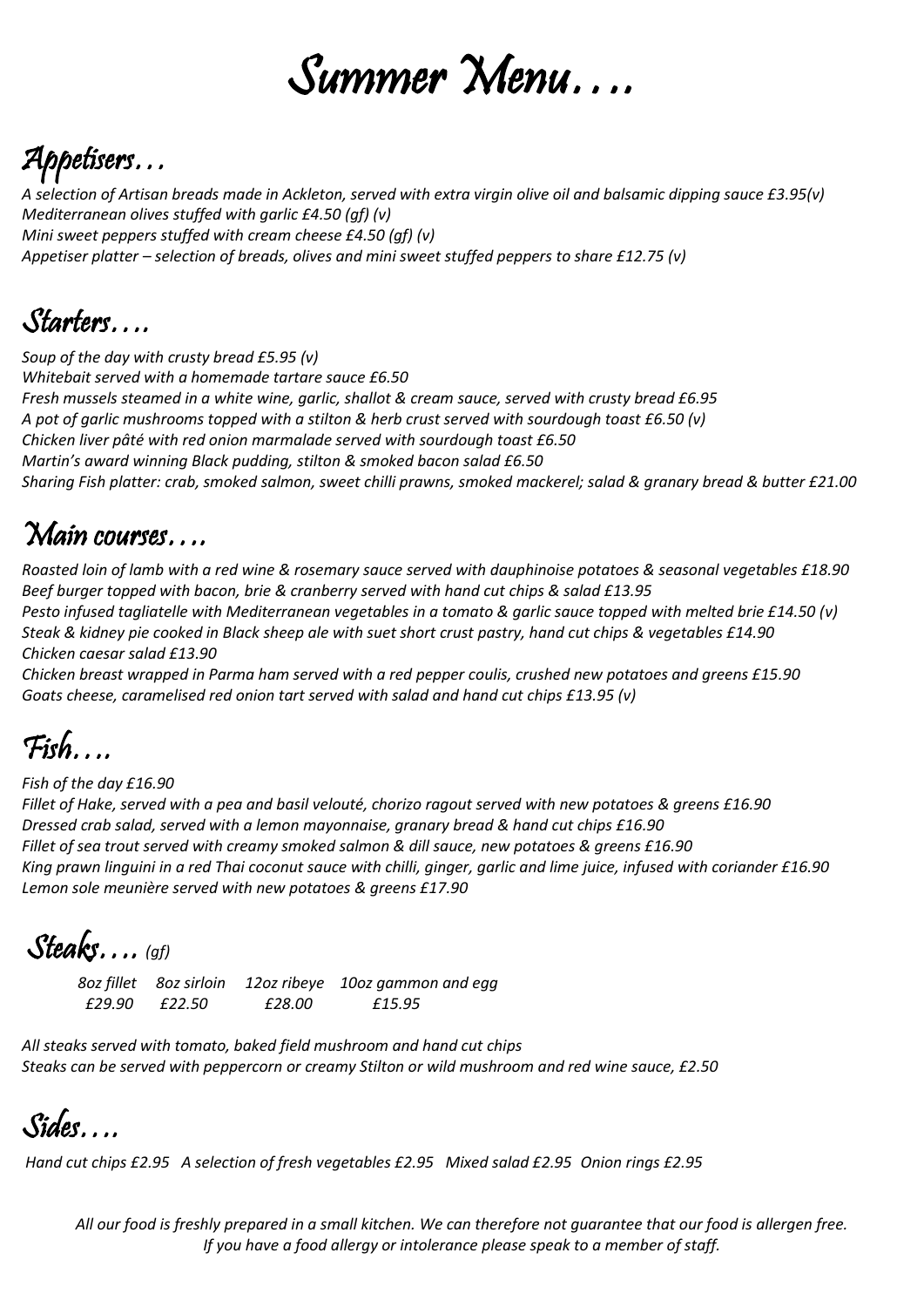# Summer Menu….

## Appetisers…

*A selection of Artisan breads made in Ackleton, served with extra virgin olive oil and balsamic dipping sauce £3.95(v)*
*Mediterranean olives stuffed with garlic £4.50 (gf) (v)*
*Mini sweet peppers stuffed with cream cheese £4.50 (gf) (v)*
*Appetiser platter – selection of breads, olives and mini sweet stuffed peppers to share £12.75 (v)*

## Starters….

*Soup of the day with crusty bread £5.95 (v)*
*Whitebait served with a homemade tartare sauce £6.50*
*Fresh mussels steamed in a white wine, garlic, shallot & cream sauce, served with crusty bread £6.95*
*A pot of garlic mushrooms topped with a stilton & herb crust served with sourdough toast £6.50 (v)*
*Chicken liver pâté with red onion marmalade served with sourdough toast £6.50*
*Martin's award winning Black pudding, stilton & smoked bacon salad £6.50*
*Sharing Fish platter: crab, smoked salmon, sweet chilli prawns, smoked mackerel; salad & granary bread & butter £21.00*

## Main courses….

*Roasted loin of lamb with a red wine & rosemary sauce served with dauphinoise potatoes & seasonal vegetables £18.90*
*Beef burger topped with bacon, brie & cranberry served with hand cut chips & salad £13.95*
*Pesto infused tagliatelle with Mediterranean vegetables in a tomato & garlic sauce topped with melted brie £14.50 (v)*
*Steak & kidney pie cooked in Black sheep ale with suet short crust pastry, hand cut chips & vegetables £14.90*
*Chicken caesar salad £13.90*
*Chicken breast wrapped in Parma ham served with a red pepper coulis, crushed new potatoes and greens £15.90*
*Goats cheese, caramelised red onion tart served with salad and hand cut chips £13.95 (v)*

## Fish….

*Fish of the day £16.90*
*Fillet of Hake, served with a pea and basil velouté, chorizo ragout served with new potatoes & greens £16.90*
*Dressed crab salad, served with a lemon mayonnaise, granary bread & hand cut chips £16.90*
*Fillet of sea trout served with creamy smoked salmon & dill sauce, new potatoes & greens £16.90*
*King prawn linguini in a red Thai coconut sauce with chilli, ginger, garlic and lime juice, infused with coriander £16.90*
*Lemon sole meunière served with new potatoes & greens £17.90*

## Steaks…. *(gf)*

| 8oz fillet | 8oz sirloin | 12oz ribeye | 10oz gammon and egg |
|---|---|---|---|
| £29.90 | £22.50 | £28.00 | £15.95 |

*All steaks served with tomato, baked field mushroom and hand cut chips*
*Steaks can be served with peppercorn or creamy Stilton or wild mushroom and red wine sauce, £2.50*

## Sides….

*Hand cut chips £2.95 A selection of fresh vegetables £2.95 Mixed salad £2.95 Onion rings £2.95*

*All our food is freshly prepared in a small kitchen. We can therefore not guarantee that our food is allergen free. If you have a food allergy or intolerance please speak to a member of staff.*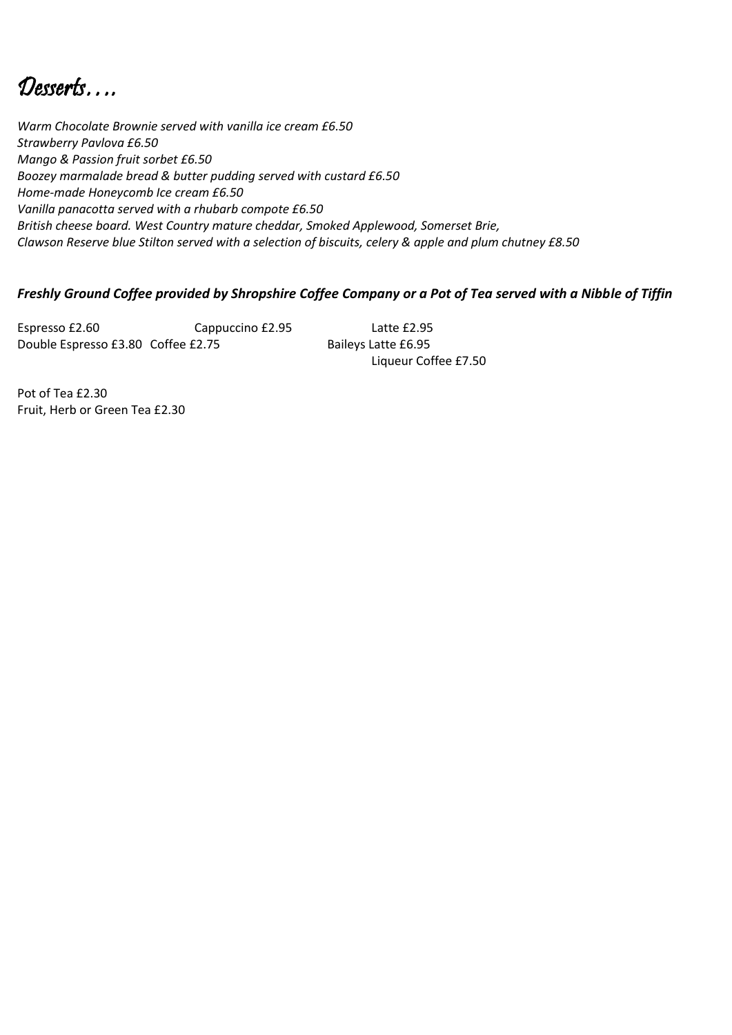# Desserts….

*Warm Chocolate Brownie served with vanilla ice cream £6.50*
*Strawberry Pavlova £6.50*
*Mango & Passion fruit sorbet £6.50*
*Boozey marmalade bread & butter pudding served with custard £6.50*
*Home-made Honeycomb Ice cream £6.50*
*Vanilla panacotta served with a rhubarb compote £6.50*
*British cheese board. West Country mature cheddar, Smoked Applewood, Somerset Brie,*
*Clawson Reserve blue Stilton served with a selection of biscuits, celery & apple and plum chutney £8.50*

***Freshly Ground Coffee provided by Shropshire Coffee Company or a Pot of Tea served with a Nibble of Tiffin***

Espresso £2.60
Double Espresso £3.80
Cappuccino £2.95
Coffee £2.75
Latte £2.95
Baileys Latte £6.95
Liqueur Coffee £7.50

Pot of Tea £2.30
Fruit, Herb or Green Tea £2.30